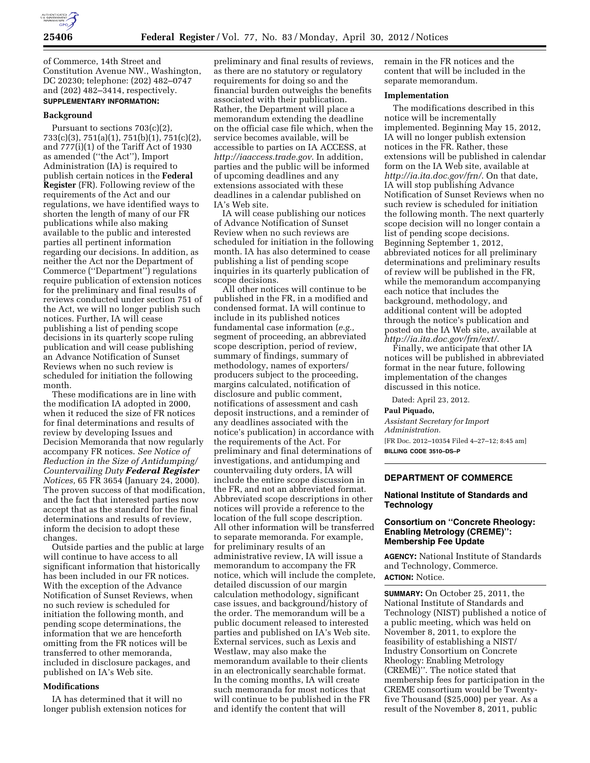of Commerce, 14th Street and Constitution Avenue NW., Washington, DC 20230; telephone: (202) 482–0747 and (202) 482–3414, respectively.

**SUPPLEMENTARY INFORMATION:**

**Background**

Pursuant to sections 703(c)(2), 733(c)(3), 751(a)(1), 751(b)(1), 751(c)(2), and 777(i)(1) of the Tariff Act of 1930 as amended (''the Act''), Import Administration (IA) is required to publish certain notices in the **Federal Register** (FR). Following review of the requirements of the Act and our regulations, we have identified ways to shorten the length of many of our FR publications while also making available to the public and interested parties all pertinent information regarding our decisions. In addition, as neither the Act nor the Department of Commerce (''Department'') regulations require publication of extension notices for the preliminary and final results of reviews conducted under section 751 of the Act, we will no longer publish such notices. Further, IA will cease publishing a list of pending scope decisions in its quarterly scope ruling publication and will cease publishing an Advance Notification of Sunset Reviews when no such review is scheduled for initiation the following month.

These modifications are in line with the modification IA adopted in 2000, when it reduced the size of FR notices for final determinations and results of review by developing Issues and Decision Memoranda that now regularly accompany FR notices. *See Notice of Reduction in the Size of Antidumping/Countervailing Duty* ***Federal Register*** *Notices,* 65 FR 3654 (January 24, 2000). The proven success of that modification, and the fact that interested parties now accept that as the standard for the final determinations and results of review, inform the decision to adopt these changes.

Outside parties and the public at large will continue to have access to all significant information that historically has been included in our FR notices. With the exception of the Advance Notification of Sunset Reviews, when no such review is scheduled for initiation the following month, and pending scope determinations, the information that we are henceforth omitting from the FR notices will be transferred to other memoranda, included in disclosure packages, and published on IA's Web site.

**Modifications**

IA has determined that it will no longer publish extension notices for preliminary and final results of reviews, as there are no statutory or regulatory requirements for doing so and the financial burden outweighs the benefits associated with their publication. Rather, the Department will place a memorandum extending the deadline on the official case file which, when the service becomes available, will be accessible to parties on IA ACCESS, at *http://iaaccess.trade.gov*. In addition, parties and the public will be informed of upcoming deadlines and any extensions associated with these deadlines in a calendar published on IA's Web site.

IA will cease publishing our notices of Advance Notification of Sunset Review when no such reviews are scheduled for initiation in the following month. IA has also determined to cease publishing a list of pending scope inquiries in its quarterly publication of scope decisions.

All other notices will continue to be published in the FR, in a modified and condensed format. IA will continue to include in its published notices fundamental case information (*e.g.,* segment of proceeding, an abbreviated scope description, period of review, summary of findings, summary of methodology, names of exporters/producers subject to the proceeding, margins calculated, notification of disclosure and public comment, notifications of assessment and cash deposit instructions, and a reminder of any deadlines associated with the notice's publication) in accordance with the requirements of the Act. For preliminary and final determinations of investigations, and antidumping and countervailing duty orders, IA will include the entire scope discussion in the FR, and not an abbreviated format. Abbreviated scope descriptions in other notices will provide a reference to the location of the full scope description. All other information will be transferred to separate memoranda. For example, for preliminary results of an administrative review, IA will issue a memorandum to accompany the FR notice, which will include the complete, detailed discussion of our margin calculation methodology, significant case issues, and background/history of the order. The memorandum will be a public document released to interested parties and published on IA's Web site. External services, such as Lexis and Westlaw, may also make the memorandum available to their clients in an electronically searchable format. In the coming months, IA will create such memoranda for most notices that will continue to be published in the FR and identify the content that will remain in the FR notices and the content that will be included in the separate memorandum.

**Implementation**

The modifications described in this notice will be incrementally implemented. Beginning May 15, 2012, IA will no longer publish extension notices in the FR. Rather, these extensions will be published in calendar form on the IA Web site, available at *http://ia.ita.doc.gov/frn/*. On that date, IA will stop publishing Advance Notification of Sunset Reviews when no such review is scheduled for initiation the following month. The next quarterly scope decision will no longer contain a list of pending scope decisions. Beginning September 1, 2012, abbreviated notices for all preliminary determinations and preliminary results of review will be published in the FR, while the memorandum accompanying each notice that includes the background, methodology, and additional content will be adopted through the notice's publication and posted on the IA Web site, available at *http://ia.ita.doc.gov/frn/ext/*.

Finally, we anticipate that other IA notices will be published in abbreviated format in the near future, following implementation of the changes discussed in this notice.

Dated: April 23, 2012.

**Paul Piquado,**

*Assistant Secretary for Import Administration.*

[FR Doc. 2012–10354 Filed 4–27–12; 8:45 am]

**BILLING CODE 3510–DS–P**

---

**DEPARTMENT OF COMMERCE**

**National Institute of Standards and Technology**

**Consortium on ''Concrete Rheology: Enabling Metrology (CREME)'': Membership Fee Update**

**AGENCY:** National Institute of Standards and Technology, Commerce.

**ACTION:** Notice.

**SUMMARY:** On October 25, 2011, the National Institute of Standards and Technology (NIST) published a notice of a public meeting, which was held on November 8, 2011, to explore the feasibility of establishing a NIST/Industry Consortium on Concrete Rheology: Enabling Metrology (CREME)''. The notice stated that membership fees for participation in the CREME consortium would be Twenty-five Thousand ($25,000) per year. As a result of the November 8, 2011, public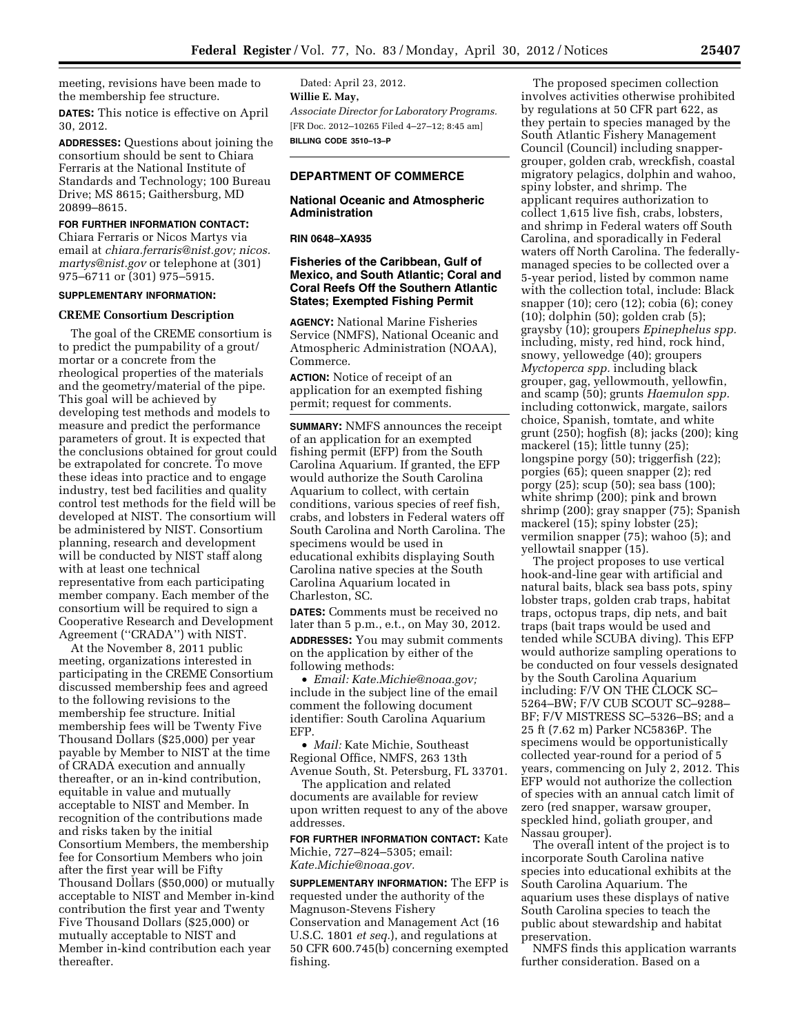meeting, revisions have been made to the membership fee structure.

**DATES:** This notice is effective on April 30, 2012.

**ADDRESSES:** Questions about joining the consortium should be sent to Chiara Ferraris at the National Institute of Standards and Technology; 100 Bureau Drive; MS 8615; Gaithersburg, MD 20899–8615.

**FOR FURTHER INFORMATION CONTACT:** Chiara Ferraris or Nicos Martys via email at *chiara.ferraris@nist.gov; nicos.martys@nist.gov* or telephone at (301) 975–6711 or (301) 975–5915.

**SUPPLEMENTARY INFORMATION:**

**CREME Consortium Description**

The goal of the CREME consortium is to predict the pumpability of a grout/mortar or a concrete from the rheological properties of the materials and the geometry/material of the pipe. This goal will be achieved by developing test methods and models to measure and predict the performance parameters of grout. It is expected that the conclusions obtained for grout could be extrapolated for concrete. To move these ideas into practice and to engage industry, test bed facilities and quality control test methods for the field will be developed at NIST. The consortium will be administered by NIST. Consortium planning, research and development will be conducted by NIST staff along with at least one technical representative from each participating member company. Each member of the consortium will be required to sign a Cooperative Research and Development Agreement (''CRADA'') with NIST.

At the November 8, 2011 public meeting, organizations interested in participating in the CREME Consortium discussed membership fees and agreed to the following revisions to the membership fee structure. Initial membership fees will be Twenty Five Thousand Dollars ($25,000) per year payable by Member to NIST at the time of CRADA execution and annually thereafter, or an in-kind contribution, equitable in value and mutually acceptable to NIST and Member. In recognition of the contributions made and risks taken by the initial Consortium Members, the membership fee for Consortium Members who join after the first year will be Fifty Thousand Dollars ($50,000) or mutually acceptable to NIST and Member in-kind contribution the first year and Twenty Five Thousand Dollars ($25,000) or mutually acceptable to NIST and Member in-kind contribution each year thereafter.

Dated: April 23, 2012.

**Willie E. May,**

*Associate Director for Laboratory Programs.*

[FR Doc. 2012–10265 Filed 4–27–12; 8:45 am]

**BILLING CODE 3510–13–P**

## DEPARTMENT OF COMMERCE

### National Oceanic and Atmospheric Administration

**RIN 0648–XA935**

### Fisheries of the Caribbean, Gulf of Mexico, and South Atlantic; Coral and Coral Reefs Off the Southern Atlantic States; Exempted Fishing Permit

**AGENCY:** National Marine Fisheries Service (NMFS), National Oceanic and Atmospheric Administration (NOAA), Commerce.

**ACTION:** Notice of receipt of an application for an exempted fishing permit; request for comments.

**SUMMARY:** NMFS announces the receipt of an application for an exempted fishing permit (EFP) from the South Carolina Aquarium. If granted, the EFP would authorize the South Carolina Aquarium to collect, with certain conditions, various species of reef fish, crabs, and lobsters in Federal waters off South Carolina and North Carolina. The specimens would be used in educational exhibits displaying South Carolina native species at the South Carolina Aquarium located in Charleston, SC.

**DATES:** Comments must be received no later than 5 p.m., e.t., on May 30, 2012.

**ADDRESSES:** You may submit comments on the application by either of the following methods:

- *Email: Kate.Michie@noaa.gov;* include in the subject line of the email comment the following document identifier: South Carolina Aquarium EFP.
- *Mail:* Kate Michie, Southeast Regional Office, NMFS, 263 13th Avenue South, St. Petersburg, FL 33701.

The application and related documents are available for review upon written request to any of the above addresses.

**FOR FURTHER INFORMATION CONTACT:** Kate Michie, 727–824–5305; email: *Kate.Michie@noaa.gov.*

**SUPPLEMENTARY INFORMATION:** The EFP is requested under the authority of the Magnuson-Stevens Fishery Conservation and Management Act (16 U.S.C. 1801 *et seq.*), and regulations at 50 CFR 600.745(b) concerning exempted fishing.

The proposed specimen collection involves activities otherwise prohibited by regulations at 50 CFR part 622, as they pertain to species managed by the South Atlantic Fishery Management Council (Council) including snapper-grouper, golden crab, wreckfish, coastal migratory pelagics, dolphin and wahoo, spiny lobster, and shrimp. The applicant requires authorization to collect 1,615 live fish, crabs, lobsters, and shrimp in Federal waters off South Carolina, and sporadically in Federal waters off North Carolina. The federally-managed species to be collected over a 5-year period, listed by common name with the collection total, include: Black snapper (10); cero (12); cobia (6); coney (10); dolphin (50); golden crab (5); graysby (10); groupers *Epinephelus spp.* including, misty, red hind, rock hind, snowy, yellowedge (40); groupers *Myctoperca spp.* including black grouper, gag, yellowmouth, yellowfin, and scamp (50); grunts *Haemulon spp.* including cottonwick, margate, sailors choice, Spanish, tomtate, and white grunt (250); hogfish (8); jacks (200); king mackerel (15); little tunny (25); longspine porgy (50); triggerfish (22); porgies (65); queen snapper (2); red porgy (25); scup (50); sea bass (100); white shrimp (200); pink and brown shrimp (200); gray snapper (75); Spanish mackerel (15); spiny lobster (25); vermilion snapper (75); wahoo (5); and yellowtail snapper (15).

The project proposes to use vertical hook-and-line gear with artificial and natural baits, black sea bass pots, spiny lobster traps, golden crab traps, habitat traps, octopus traps, dip nets, and bait traps (bait traps would be used and tended while SCUBA diving). This EFP would authorize sampling operations to be conducted on four vessels designated by the South Carolina Aquarium including: F/V ON THE CLOCK SC–5264–BW; F/V CUB SCOUT SC–9288–BF; F/V MISTRESS SC–5326–BS; and a 25 ft (7.62 m) Parker NC5836P. The specimens would be opportunistically collected year-round for a period of 5 years, commencing on July 2, 2012. This EFP would not authorize the collection of species with an annual catch limit of zero (red snapper, warsaw grouper, speckled hind, goliath grouper, and Nassau grouper).

The overall intent of the project is to incorporate South Carolina native species into educational exhibits at the South Carolina Aquarium. The aquarium uses these displays of native South Carolina species to teach the public about stewardship and habitat preservation.

NMFS finds this application warrants further consideration. Based on a